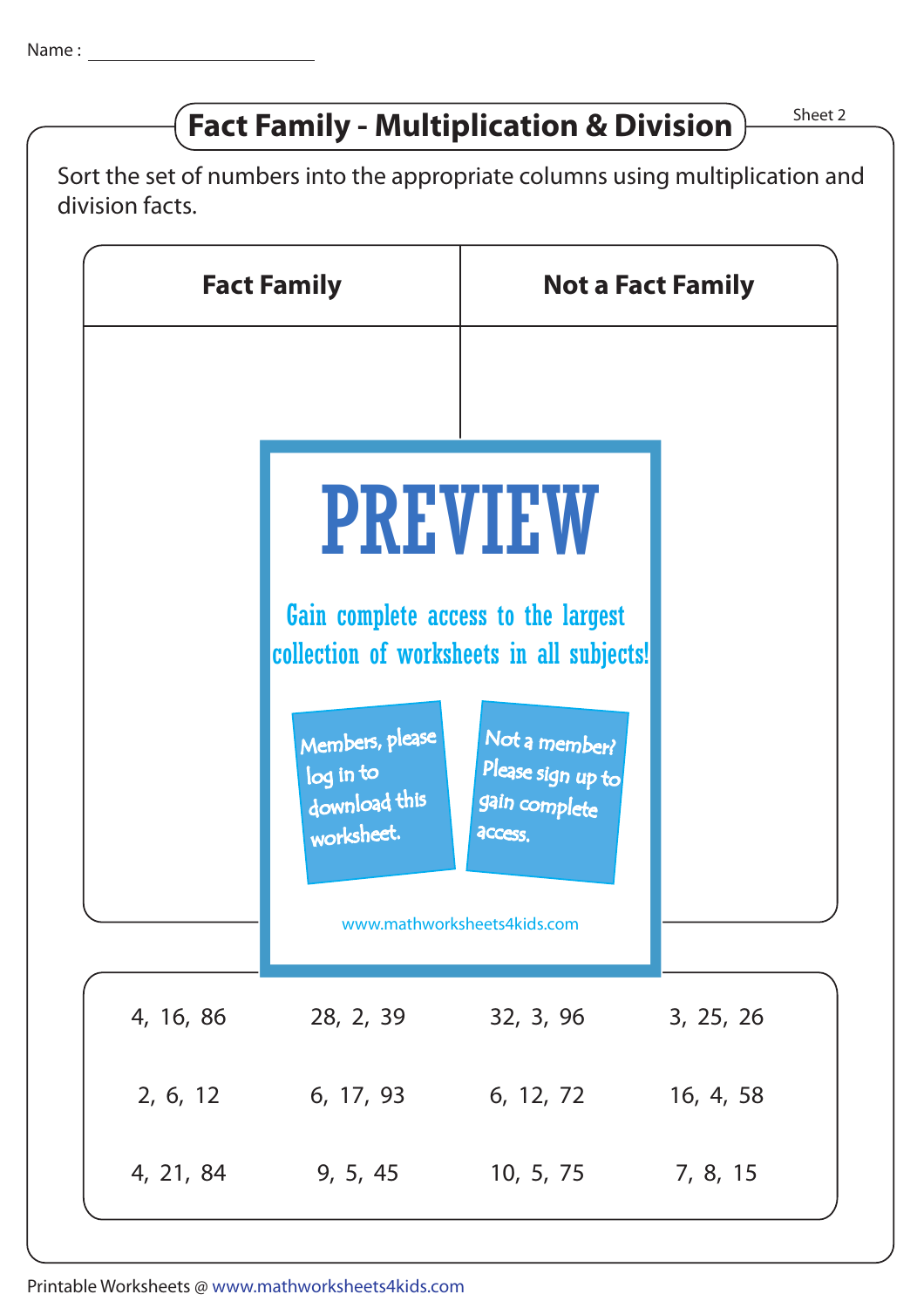Name : ____________________

# Fact Family - Multiplication & Division

Sheet 2

Sort the set of numbers into the appropriate columns using multiplication and division facts.

| Fact Family | Not a Fact Family |
|---|---|
| | |

PREVIEW

Gain complete access to the largest collection of worksheets in all subjects!

Members, please log in to download this worksheet.

Not a member? Please sign up to gain complete access.

www.mathworksheets4kids.com

| | | | |
|---|---|---|---|
| 4, 16, 86 | 28, 2, 39 | 32, 3, 96 | 3, 25, 26 |
| 2, 6, 12 | 6, 17, 93 | 6, 12, 72 | 16, 4, 58 |
| 4, 21, 84 | 9, 5, 45 | 10, 5, 75 | 7, 8, 15 |

Printable Worksheets @ www.mathworksheets4kids.com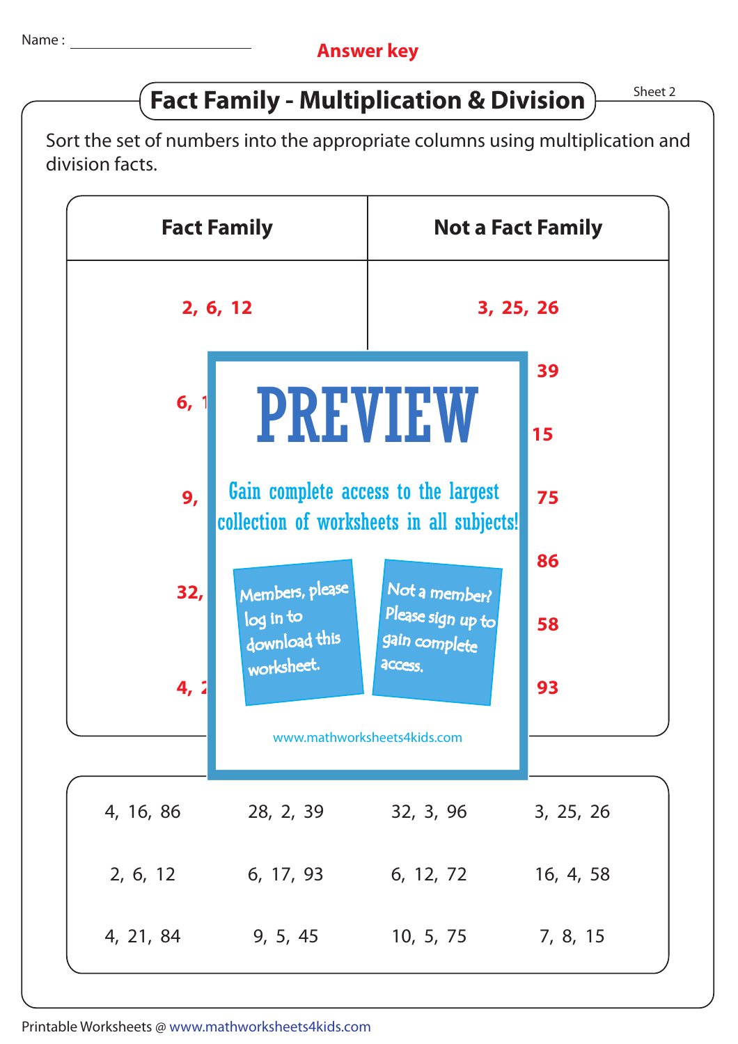Name : ______________________

**Answer key**

# Fact Family - Multiplication & Division

Sheet 2

Sort the set of numbers into the appropriate columns using multiplication and division facts.

| Fact Family | Not a Fact Family |
|---|---|
| 2, 6, 12 | 3, 25, 26 |
|  | 39 |
| 6, 1 | 15 |
| 9, | 75 |
|  | 86 |
| 32, | 58 |
| 4, 2 | 93 |

PREVIEW

Gain complete access to the largest collection of worksheets in all subjects!

Members, please log in to download this worksheet.

Not a member? Please sign up to gain complete access.

www.mathworksheets4kids.com

| | | | |
|---|---|---|---|
| 4, 16, 86 | 28, 2, 39 | 32, 3, 96 | 3, 25, 26 |
| 2, 6, 12 | 6, 17, 93 | 6, 12, 72 | 16, 4, 58 |
| 4, 21, 84 | 9, 5, 45 | 10, 5, 75 | 7, 8, 15 |